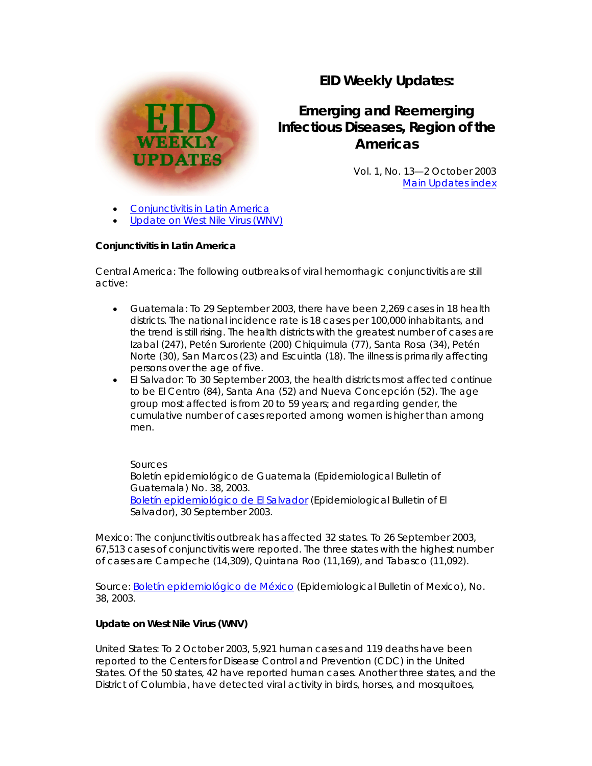# EID Weekly Updates:

## Emerging and Reemerging Infectious Diseases, Region of the Americas

Vol. 1, No. 13—2 October 2003
Main Updates index

- Conjunctivitis in Latin America
- Update on West Nile Virus (WNV)

**Conjunctivitis in Latin America**

Central America: The following outbreaks of viral hemorrhagic conjunctivitis are still active:

- Guatemala: To 29 September 2003, there have been 2,269 cases in 18 health districts. The national incidence rate is 18 cases per 100,000 inhabitants, and the trend is still rising. The health districts with the greatest number of cases are Izabal (247), Petén Suroriente (200) Chiquimula (77), Santa Rosa (34), Petén Norte (30), San Marcos (23) and Escuintla (18). The illness is primarily affecting persons over the age of five.
- El Salvador: To 30 September 2003, the health districts most affected continue to be El Centro (84), Santa Ana (52) and Nueva Concepción (52). The age group most affected is from 20 to 59 years; and regarding gender, the cumulative number of cases reported among women is higher than among men.

  Sources
  Boletín epidemiológico de Guatemala (Epidemiological Bulletin of Guatemala) No. 38, 2003.
  Boletín epidemiológico de El Salvador (Epidemiological Bulletin of El Salvador), 30 September 2003.

Mexico: The conjunctivitis outbreak has affected 32 states. To 26 September 2003, 67,513 cases of conjunctivitis were reported. The three states with the highest number of cases are Campeche (14,309), Quintana Roo (11,169), and Tabasco (11,092).

Source: Boletín epidemiológico de México (Epidemiological Bulletin of Mexico), No. 38, 2003.

**Update on West Nile Virus (WNV)**

United States: To 2 October 2003, 5,921 human cases and 119 deaths have been reported to the Centers for Disease Control and Prevention (CDC) in the United States. Of the 50 states, 42 have reported human cases. Another three states, and the District of Columbia, have detected viral activity in birds, horses, and mosquitoes,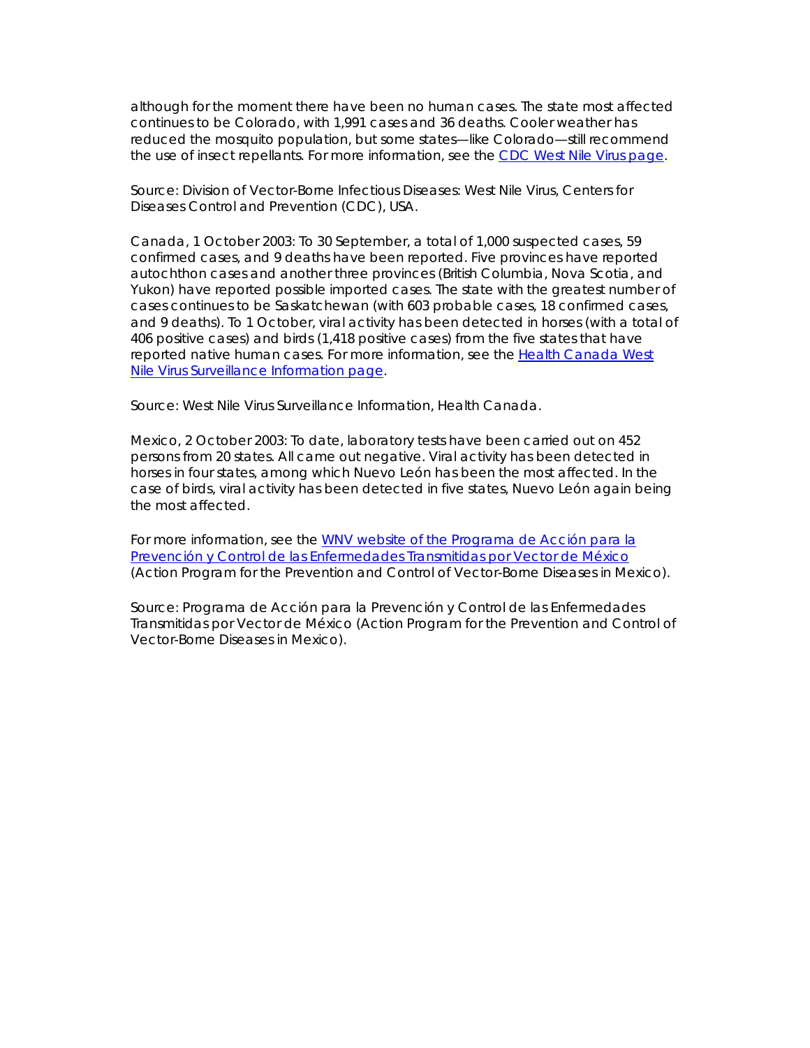although for the moment there have been no human cases. The state most affected continues to be Colorado, with 1,991 cases and 36 deaths. Cooler weather has reduced the mosquito population, but some states—like Colorado—still recommend the use of insect repellants. For more information, see the CDC West Nile Virus page.

Source: Division of Vector-Borne Infectious Diseases: West Nile Virus, Centers for Diseases Control and Prevention (CDC), USA.

Canada, 1 October 2003: To 30 September, a total of 1,000 suspected cases, 59 confirmed cases, and 9 deaths have been reported. Five provinces have reported autochthon cases and another three provinces (British Columbia, Nova Scotia, and Yukon) have reported possible imported cases. The state with the greatest number of cases continues to be Saskatchewan (with 603 probable cases, 18 confirmed cases, and 9 deaths). To 1 October, viral activity has been detected in horses (with a total of 406 positive cases) and birds (1,418 positive cases) from the five states that have reported native human cases. For more information, see the Health Canada West Nile Virus Surveillance Information page.

Source: West Nile Virus Surveillance Information, Health Canada.

Mexico, 2 October 2003: To date, laboratory tests have been carried out on 452 persons from 20 states. All came out negative. Viral activity has been detected in horses in four states, among which Nuevo León has been the most affected. In the case of birds, viral activity has been detected in five states, Nuevo León again being the most affected.

For more information, see the WNV website of the Programa de Acción para la Prevención y Control de las Enfermedades Transmitidas por Vector de México (Action Program for the Prevention and Control of Vector-Borne Diseases in Mexico).

Source: Programa de Acción para la Prevención y Control de las Enfermedades Transmitidas por Vector de México (Action Program for the Prevention and Control of Vector-Borne Diseases in Mexico).